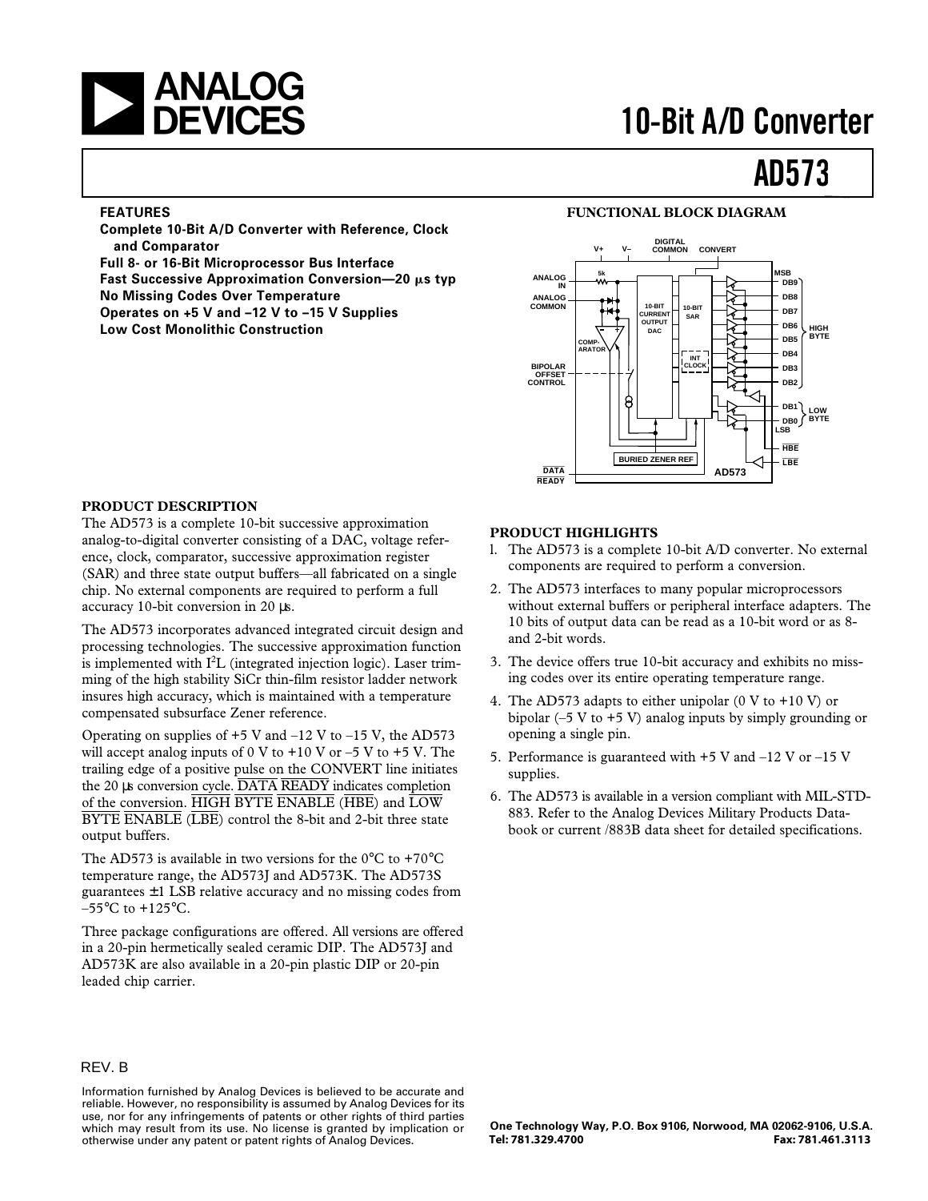# ANALOG DEVICES

# 10-Bit A/D Converter

# AD573

## FEATURES

**Complete 10-Bit A/D Converter with Reference, Clock and Comparator**
**Full 8- or 16-Bit Microprocessor Bus Interface**
**Fast Successive Approximation Conversion—20 μs typ**
**No Missing Codes Over Temperature**
**Operates on +5 V and –12 V to –15 V Supplies**
**Low Cost Monolithic Construction**

## FUNCTIONAL BLOCK DIAGRAM

## PRODUCT DESCRIPTION

The AD573 is a complete 10-bit successive approximation analog-to-digital converter consisting of a DAC, voltage reference, clock, comparator, successive approximation register (SAR) and three state output buffers—all fabricated on a single chip. No external components are required to perform a full accuracy 10-bit conversion in 20 μs.

The AD573 incorporates advanced integrated circuit design and processing technologies. The successive approximation function is implemented with $I^2L$ (integrated injection logic). Laser trimming of the high stability SiCr thin-film resistor ladder network insures high accuracy, which is maintained with a temperature compensated subsurface Zener reference.

Operating on supplies of +5 V and –12 V to –15 V, the AD573 will accept analog inputs of 0 V to +10 V or –5 V to +5 V. The trailing edge of a positive pulse on the CONVERT line initiates the 20 μs conversion cycle. $\overline{\text{DATA READY}}$ indicates completion of the conversion. $\overline{\text{HIGH BYTE ENABLE}}$ ($\overline{\text{HBE}}$) and $\overline{\text{LOW BYTE ENABLE}}$ ($\overline{\text{LBE}}$) control the 8-bit and 2-bit three state output buffers.

The AD573 is available in two versions for the 0°C to +70°C temperature range, the AD573J and AD573K. The AD573S guarantees ±1 LSB relative accuracy and no missing codes from –55°C to +125°C.

Three package configurations are offered. All versions are offered in a 20-pin hermetically sealed ceramic DIP. The AD573J and AD573K are also available in a 20-pin plastic DIP or 20-pin leaded chip carrier.

## PRODUCT HIGHLIGHTS

1. The AD573 is a complete 10-bit A/D converter. No external components are required to perform a conversion.
2. The AD573 interfaces to many popular microprocessors without external buffers or peripheral interface adapters. The 10 bits of output data can be read as a 10-bit word or as 8- and 2-bit words.
3. The device offers true 10-bit accuracy and exhibits no missing codes over its entire operating temperature range.
4. The AD573 adapts to either unipolar (0 V to +10 V) or bipolar (–5 V to +5 V) analog inputs by simply grounding or opening a single pin.
5. Performance is guaranteed with +5 V and –12 V or –15 V supplies.
6. The AD573 is available in a version compliant with MIL-STD-883. Refer to the Analog Devices Military Products Databook or current /883B data sheet for detailed specifications.

REV. B

Information furnished by Analog Devices is believed to be accurate and reliable. However, no responsibility is assumed by Analog Devices for its use, nor for any infringements of patents or other rights of third parties which may result from its use. No license is granted by implication or otherwise under any patent or patent rights of Analog Devices.

**One Technology Way, P.O. Box 9106, Norwood, MA 02062-9106, U.S.A.**
**Tel: 781.329.4700 Fax: 781.461.3113**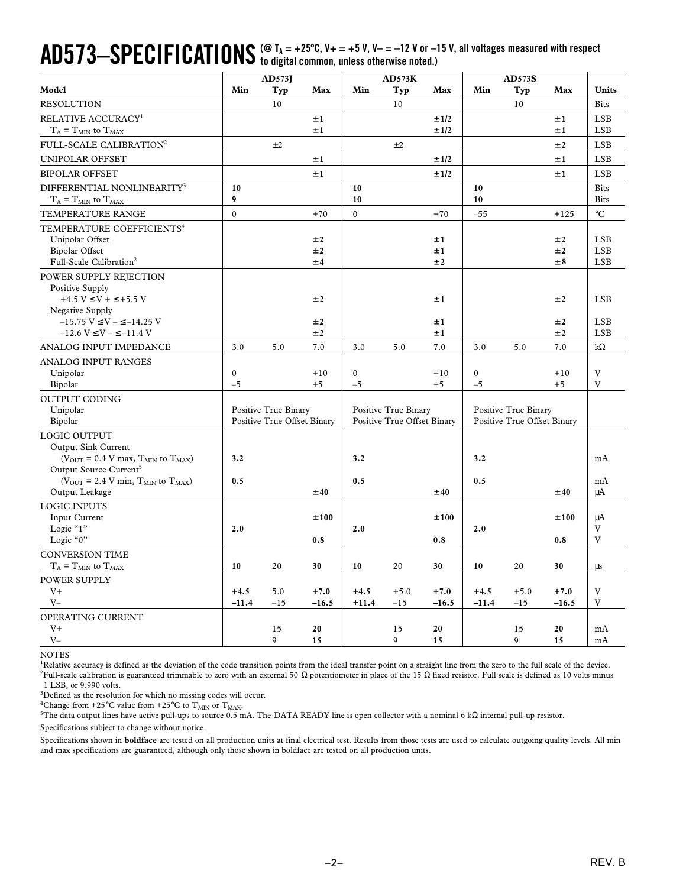# AD573–SPECIFICATIONS

(@ $T_A$ = +25°C, V+ = +5 V, V– = –12 V or –15 V, all voltages measured with respect to digital common, unless otherwise noted.)

| Model | AD573J Min | AD573J Typ | AD573J Max | AD573K Min | AD573K Typ | AD573K Max | AD573S Min | AD573S Typ | AD573S Max | Units |
|---|---|---|---|---|---|---|---|---|---|---|
| RESOLUTION | | 10 | | | 10 | | | 10 | | Bits |
| RELATIVE ACCURACY[1] | | | **±1** | | | **±1/2** | | | **±1** | LSB |
| $T_A = T_{MIN}$ to $T_{MAX}$ | | | **±1** | | | **±1/2** | | | **±1** | LSB |
| FULL-SCALE CALIBRATION[2] | | ±2 | | | ±2 | | | | **±2** | LSB |
| UNIPOLAR OFFSET | | | **±1** | | | **±1/2** | | | **±1** | LSB |
| BIPOLAR OFFSET | | | **±1** | | | **±1/2** | | | **±1** | LSB |
| DIFFERENTIAL NONLINEARITY[3] | **10** | | | **10** | | | **10** | | | Bits |
| $T_A = T_{MIN}$ to $T_{MAX}$ | **9** | | | **10** | | | **10** | | | Bits |
| TEMPERATURE RANGE | 0 | | +70 | 0 | | +70 | –55 | | +125 | °C |
| TEMPERATURE COEFFICIENTS[4] | | | | | | | | | | |
| Unipolar Offset | | | **±2** | | | **±1** | | | **±2** | LSB |
| Bipolar Offset | | | **±2** | | | **±1** | | | **±2** | LSB |
| Full-Scale Calibration[2] | | | **±4** | | | **±2** | | | **±8** | LSB |
| POWER SUPPLY REJECTION | | | | | | | | | | |
| Positive Supply | | | | | | | | | | |
| +4.5 V ≤ V+ ≤ +5.5 V | | | **±2** | | | **±1** | | | **±2** | LSB |
| Negative Supply | | | | | | | | | | |
| –15.75 V ≤ V– ≤ –14.25 V | | | **±2** | | | **±1** | | | **±2** | LSB |
| –12.6 V ≤ V– ≤ –11.4 V | | | **±2** | | | **±1** | | | **±2** | LSB |
| ANALOG INPUT IMPEDANCE | 3.0 | 5.0 | 7.0 | 3.0 | 5.0 | 7.0 | 3.0 | 5.0 | 7.0 | kΩ |
| ANALOG INPUT RANGES | | | | | | | | | | |
| Unipolar | 0 | | +10 | 0 | | +10 | 0 | | +10 | V |
| Bipolar | –5 | | +5 | –5 | | +5 | –5 | | +5 | V |
| OUTPUT CODING | | | | | | | | | | |
| Unipolar | Positive True Binary | | | Positive True Binary | | | Positive True Binary | | | |
| Bipolar | Positive True Offset Binary | | | Positive True Offset Binary | | | Positive True Offset Binary | | | |
| LOGIC OUTPUT | | | | | | | | | | |
| Output Sink Current ($V_{OUT}$ = 0.4 V max, $T_{MIN}$ to $T_{MAX}$) | **3.2** | | | **3.2** | | | **3.2** | | | mA |
| Output Source Current[5] ($V_{OUT}$ = 2.4 V min, $T_{MIN}$ to $T_{MAX}$) | **0.5** | | | **0.5** | | | **0.5** | | | mA |
| Output Leakage | | | **±40** | | | **±40** | | | **±40** | μA |
| LOGIC INPUTS | | | | | | | | | | |
| Input Current | | | **±100** | | | **±100** | | | **±100** | μA |
| Logic "1" | **2.0** | | | **2.0** | | | **2.0** | | | V |
| Logic "0" | | | **0.8** | | | **0.8** | | | **0.8** | V |
| CONVERSION TIME | | | | | | | | | | |
| $T_A = T_{MIN}$ to $T_{MAX}$ | **10** | 20 | **30** | **10** | 20 | **30** | **10** | 20 | **30** | μs |
| POWER SUPPLY | | | | | | | | | | |
| V+ | **+4.5** | 5.0 | **+7.0** | **+4.5** | +5.0 | **+7.0** | **+4.5** | +5.0 | **+7.0** | V |
| V– | **–11.4** | –15 | **–16.5** | **+11.4** | –15 | **–16.5** | **–11.4** | –15 | **–16.5** | V |
| OPERATING CURRENT | | | | | | | | | | |
| V+ | | 15 | **20** | | 15 | **20** | | 15 | **20** | mA |
| V– | | 9 | **15** | | 9 | **15** | | 9 | **15** | mA |

NOTES

[1] Relative accuracy is defined as the deviation of the code transition points from the ideal transfer point on a straight line from the zero to the full scale of the device.

[2] Full-scale calibration is guaranteed trimmable to zero with an external 50 Ω potentiometer in place of the 15 Ω fixed resistor. Full scale is defined as 10 volts minus 1 LSB, or 9.990 volts.

[3] Defined as the resolution for which no missing codes will occur.

[4] Change from +25°C value from +25°C to $T_{MIN}$ or $T_{MAX}$.

[5] The data output lines have active pull-ups to source 0.5 mA. The $\overline{\text{DATA READY}}$ line is open collector with a nominal 6 kΩ internal pull-up resistor.

Specifications subject to change without notice.

Specifications shown in **boldface** are tested on all production units at final electrical test. Results from those tests are used to calculate outgoing quality levels. All min and max specifications are guaranteed, although only those shown in boldface are tested on all production units.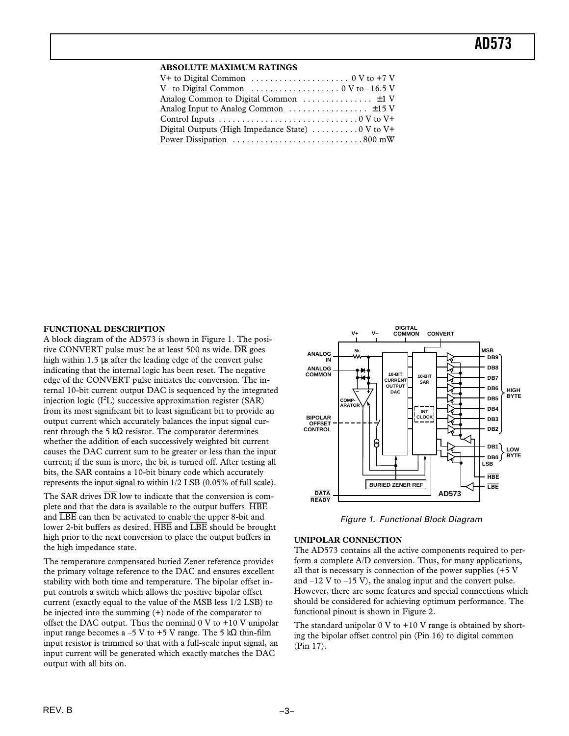## ABSOLUTE MAXIMUM RATINGS

V+ to Digital Common . . . . . . . . . . . . . . . . . . . . . 0 V to +7 V
V– to Digital Common . . . . . . . . . . . . . . . . . . . 0 V to –16.5 V
Analog Common to Digital Common . . . . . . . . . . . . . . . ±1 V
Analog Input to Analog Common . . . . . . . . . . . . . . . . . ±15 V
Control Inputs . . . . . . . . . . . . . . . . . . . . . . . . . . . . . . 0 V to V+
Digital Outputs (High Impedance State) . . . . . . . . . . 0 V to V+
Power Dissipation . . . . . . . . . . . . . . . . . . . . . . . . . . . . 800 mW

## FUNCTIONAL DESCRIPTION

A block diagram of the AD573 is shown in Figure 1. The positive CONVERT pulse must be at least 500 ns wide. $\overline{DR}$ goes high within 1.5 µs after the leading edge of the convert pulse indicating that the internal logic has been reset. The negative edge of the CONVERT pulse initiates the conversion. The internal 10-bit current output DAC is sequenced by the integrated injection logic ($I^2L$) successive approximation register (SAR) from its most significant bit to least significant bit to provide an output current which accurately balances the input signal current through the 5 kΩ resistor. The comparator determines whether the addition of each successively weighted bit current causes the DAC current sum to be greater or less than the input current; if the sum is more, the bit is turned off. After testing all bits, the SAR contains a 10-bit binary code which accurately represents the input signal to within 1/2 LSB (0.05% of full scale).

The SAR drives $\overline{DR}$ low to indicate that the conversion is complete and that the data is available to the output buffers. $\overline{HBE}$ and $\overline{LBE}$ can then be activated to enable the upper 8-bit and lower 2-bit buffers as desired. $\overline{HBE}$ and $\overline{LBE}$ should be brought high prior to the next conversion to place the output buffers in the high impedance state.

The temperature compensated buried Zener reference provides the primary voltage reference to the DAC and ensures excellent stability with both time and temperature. The bipolar offset input controls a switch which allows the positive bipolar offset current (exactly equal to the value of the MSB less 1/2 LSB) to be injected into the summing (+) node of the comparator to offset the DAC output. Thus the nominal 0 V to +10 V unipolar input range becomes a –5 V to +5 V range. The 5 kΩ thin-film input resistor is trimmed so that with a full-scale input signal, an input current will be generated which exactly matches the DAC output with all bits on.

*Figure 1. Functional Block Diagram*

## UNIPOLAR CONNECTION

The AD573 contains all the active components required to perform a complete A/D conversion. Thus, for many applications, all that is necessary is connection of the power supplies (+5 V and –12 V to –15 V), the analog input and the convert pulse. However, there are some features and special connections which should be considered for achieving optimum performance. The functional pinout is shown in Figure 2.

The standard unipolar 0 V to +10 V range is obtained by shorting the bipolar offset control pin (Pin 16) to digital common (Pin 17).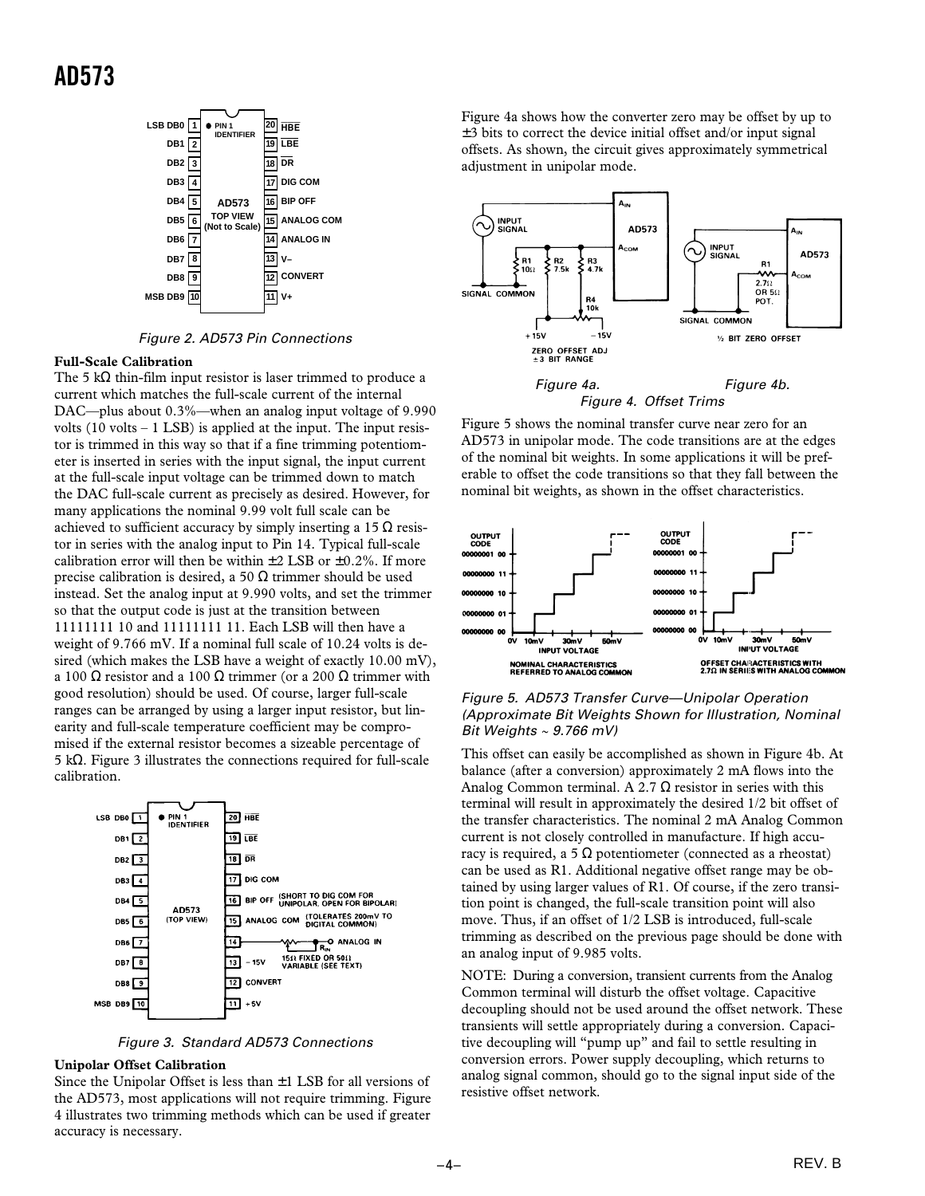Figure 2. AD573 Pin Connections

### Full-Scale Calibration

The 5 kΩ thin-film input resistor is laser trimmed to produce a current which matches the full-scale current of the internal DAC—plus about 0.3%—when an analog input voltage of 9.990 volts (10 volts – 1 LSB) is applied at the input. The input resistor is trimmed in this way so that if a fine trimming potentiometer is inserted in series with the input signal, the input current at the full-scale input voltage can be trimmed down to match the DAC full-scale current as precisely as desired. However, for many applications the nominal 9.99 volt full scale can be achieved to sufficient accuracy by simply inserting a 15 Ω resistor in series with the analog input to Pin 14. Typical full-scale calibration error will then be within ±2 LSB or ±0.2%. If more precise calibration is desired, a 50 Ω trimmer should be used instead. Set the analog input at 9.990 volts, and set the trimmer so that the output code is just at the transition between 11111111 10 and 11111111 11. Each LSB will then have a weight of 9.766 mV. If a nominal full scale of 10.24 volts is desired (which makes the LSB have a weight of exactly 10.00 mV), a 100 Ω resistor and a 100 Ω trimmer (or a 200 Ω trimmer with good resolution) should be used. Of course, larger full-scale ranges can be arranged by using a larger input resistor, but linearity and full-scale temperature coefficient may be compromised if the external resistor becomes a sizeable percentage of 5 kΩ. Figure 3 illustrates the connections required for full-scale calibration.

Figure 3. Standard AD573 Connections

### Unipolar Offset Calibration

Since the Unipolar Offset is less than ±1 LSB for all versions of the AD573, most applications will not require trimming. Figure 4 illustrates two trimming methods which can be used if greater accuracy is necessary.

Figure 4a shows how the converter zero may be offset by up to ±3 bits to correct the device initial offset and/or input signal offsets. As shown, the circuit gives approximately symmetrical adjustment in unipolar mode.

Figure 4a. Figure 4b.
Figure 4. Offset Trims

Figure 5 shows the nominal transfer curve near zero for an AD573 in unipolar mode. The code transitions are at the edges of the nominal bit weights. In some applications it will be preferable to offset the code transitions so that they fall between the nominal bit weights, as shown in the offset characteristics.

Figure 5. AD573 Transfer Curve—Unipolar Operation (Approximate Bit Weights Shown for Illustration, Nominal Bit Weights ~ 9.766 mV)

This offset can easily be accomplished as shown in Figure 4b. At balance (after a conversion) approximately 2 mA flows into the Analog Common terminal. A 2.7 Ω resistor in series with this terminal will result in approximately the desired 1/2 bit offset of the transfer characteristics. The nominal 2 mA Analog Common current is not closely controlled in manufacture. If high accuracy is required, a 5 Ω potentiometer (connected as a rheostat) can be used as R1. Additional negative offset range may be obtained by using larger values of R1. Of course, if the zero transition point is changed, the full-scale transition point will also move. Thus, if an offset of 1/2 LSB is introduced, full-scale trimming as described on the previous page should be done with an analog input of 9.985 volts.

NOTE: During a conversion, transient currents from the Analog Common terminal will disturb the offset voltage. Capacitive decoupling should not be used around the offset network. These transients will settle appropriately during a conversion. Capacitive decoupling will "pump up" and fail to settle resulting in conversion errors. Power supply decoupling, which returns to analog signal common, should go to the signal input side of the resistive offset network.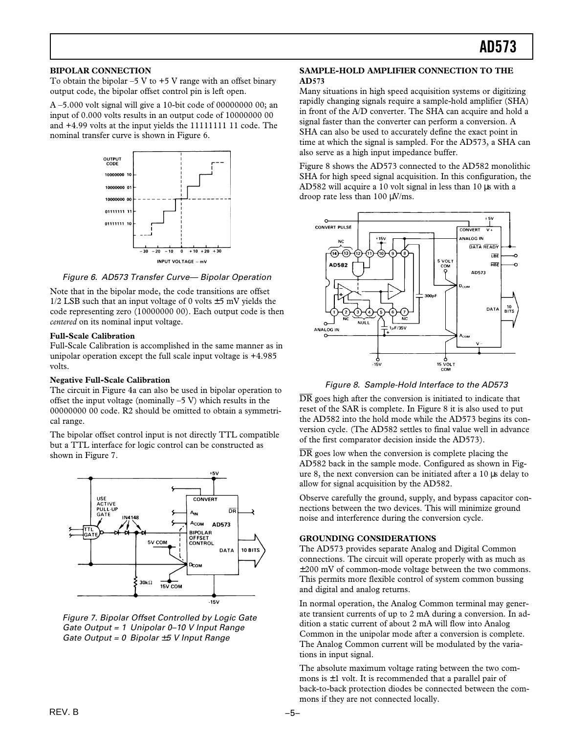## BIPOLAR CONNECTION

To obtain the bipolar –5 V to +5 V range with an offset binary output code, the bipolar offset control pin is left open.

A –5.000 volt signal will give a 10-bit code of 00000000 00; an input of 0.000 volts results in an output code of 10000000 00 and +4.99 volts at the input yields the 11111111 11 code. The nominal transfer curve is shown in Figure 6.

*Figure 6. AD573 Transfer Curve— Bipolar Operation*

Note that in the bipolar mode, the code transitions are offset 1/2 LSB such that an input voltage of 0 volts ±5 mV yields the code representing zero (10000000 00). Each output code is then *centered* on its nominal input voltage.

### Full-Scale Calibration

Full-Scale Calibration is accomplished in the same manner as in unipolar operation except the full scale input voltage is +4.985 volts.

### Negative Full-Scale Calibration

The circuit in Figure 4a can also be used in bipolar operation to offset the input voltage (nominally –5 V) which results in the 00000000 00 code. R2 should be omitted to obtain a symmetrical range.

The bipolar offset control input is not directly TTL compatible but a TTL interface for logic control can be constructed as shown in Figure 7.

*Figure 7. Bipolar Offset Controlled by Logic Gate Gate Output = 1 Unipolar 0–10 V Input Range Gate Output = 0 Bipolar ±5 V Input Range*

## SAMPLE-HOLD AMPLIFIER CONNECTION TO THE AD573

Many situations in high speed acquisition systems or digitizing rapidly changing signals require a sample-hold amplifier (SHA) in front of the A/D converter. The SHA can acquire and hold a signal faster than the converter can perform a conversion. A SHA can also be used to accurately define the exact point in time at which the signal is sampled. For the AD573, a SHA can also serve as a high input impedance buffer.

Figure 8 shows the AD573 connected to the AD582 monolithic SHA for high speed signal acquisition. In this configuration, the AD582 will acquire a 10 volt signal in less than 10 µs with a droop rate less than 100 µV/ms.

*Figure 8. Sample-Hold Interface to the AD573*

$\overline{DR}$ goes high after the conversion is initiated to indicate that reset of the SAR is complete. In Figure 8 it is also used to put the AD582 into the hold mode while the AD573 begins its conversion cycle. (The AD582 settles to final value well in advance of the first comparator decision inside the AD573).

$\overline{DR}$ goes low when the conversion is complete placing the AD582 back in the sample mode. Configured as shown in Figure 8, the next conversion can be initiated after a 10 µs delay to allow for signal acquisition by the AD582.

Observe carefully the ground, supply, and bypass capacitor connections between the two devices. This will minimize ground noise and interference during the conversion cycle.

## GROUNDING CONSIDERATIONS

The AD573 provides separate Analog and Digital Common connections. The circuit will operate properly with as much as ±200 mV of common-mode voltage between the two commons. This permits more flexible control of system common bussing and digital and analog returns.

In normal operation, the Analog Common terminal may generate transient currents of up to 2 mA during a conversion. In addition a static current of about 2 mA will flow into Analog Common in the unipolar mode after a conversion is complete. The Analog Common current will be modulated by the variations in input signal.

The absolute maximum voltage rating between the two commons is ±1 volt. It is recommended that a parallel pair of back-to-back protection diodes be connected between the commons if they are not connected locally.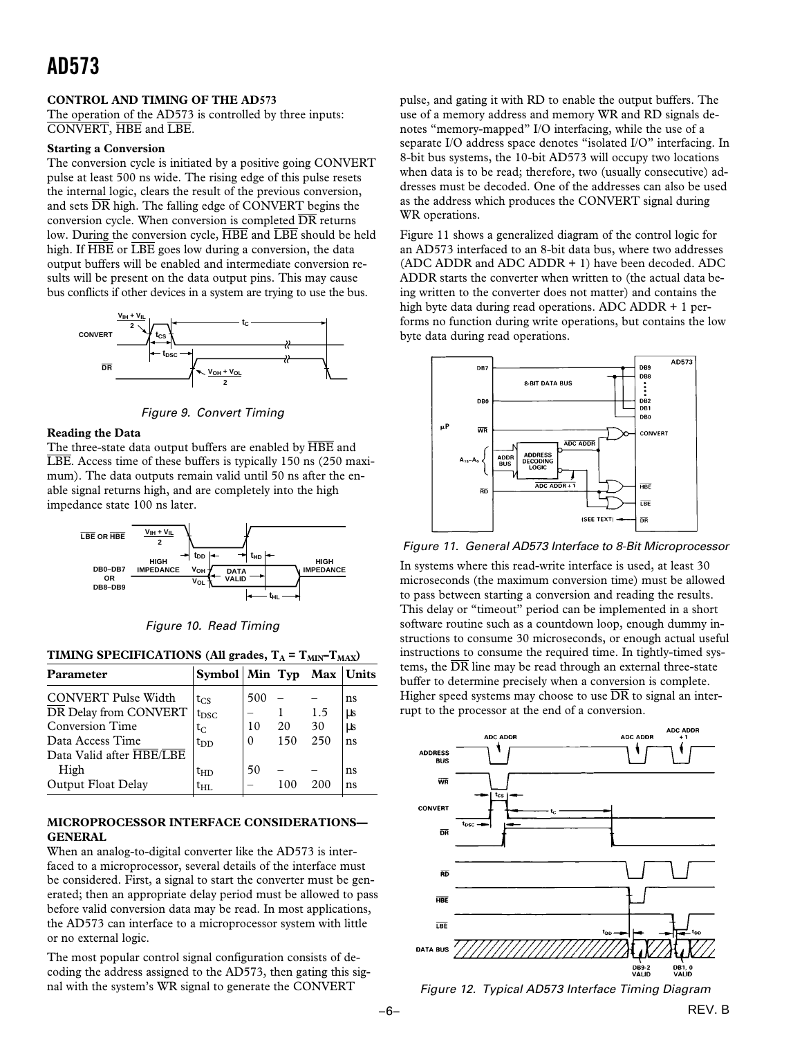## CONTROL AND TIMING OF THE AD573

The operation of the AD573 is controlled by three inputs: CONVERT, $\overline{HBE}$ and $\overline{LBE}$.

### Starting a Conversion

The conversion cycle is initiated by a positive going CONVERT pulse at least 500 ns wide. The rising edge of this pulse resets the internal logic, clears the result of the previous conversion, and sets $\overline{DR}$ high. The falling edge of CONVERT begins the conversion cycle. When conversion is completed $\overline{DR}$ returns low. During the conversion cycle, $\overline{HBE}$ and $\overline{LBE}$ should be held high. If $\overline{HBE}$ or $\overline{LBE}$ goes low during a conversion, the data output buffers will be enabled and intermediate conversion results will be present on the data output pins. This may cause bus conflicts if other devices in a system are trying to use the bus.

Figure 9. Convert Timing

### Reading the Data

The three-state data output buffers are enabled by $\overline{HBE}$ and $\overline{LBE}$. Access time of these buffers is typically 150 ns (250 maximum). The data outputs remain valid until 50 ns after the enable signal returns high, and are completely into the high impedance state 100 ns later.

Figure 10. Read Timing

**TIMING SPECIFICATIONS (All grades, $T_A = T_{MIN}–T_{MAX}$)**

| Parameter | Symbol | Min | Typ | Max | Units |
|---|---|---|---|---|---|
| CONVERT Pulse Width | $t_{CS}$ | 500 | – | – | ns |
| $\overline{DR}$ Delay from CONVERT | $t_{DSC}$ | – | 1 | 1.5 | µs |
| Conversion Time | $t_C$ | 10 | 20 | 30 | µs |
| Data Access Time | $t_{DD}$ | 0 | 150 | 250 | ns |
| Data Valid after $\overline{HBE}$/$\overline{LBE}$ High | $t_{HD}$ | 50 | – | – | ns |
| Output Float Delay | $t_{HL}$ | – | 100 | 200 | ns |

## MICROPROCESSOR INTERFACE CONSIDERATIONS—GENERAL

When an analog-to-digital converter like the AD573 is interfaced to a microprocessor, several details of the interface must be considered. First, a signal to start the converter must be generated; then an appropriate delay period must be allowed to pass before valid conversion data may be read. In most applications, the AD573 can interface to a microprocessor system with little or no external logic.

The most popular control signal configuration consists of decoding the address assigned to the AD573, then gating this signal with the system's WR signal to generate the CONVERT pulse, and gating it with RD to enable the output buffers. The use of a memory address and memory WR and RD signals denotes "memory-mapped" I/O interfacing, while the use of a separate I/O address space denotes "isolated I/O" interfacing. In 8-bit bus systems, the 10-bit AD573 will occupy two locations when data is to be read; therefore, two (usually consecutive) addresses must be decoded. One of the addresses can also be used as the address which produces the CONVERT signal during WR operations.

Figure 11 shows a generalized diagram of the control logic for an AD573 interfaced to an 8-bit data bus, where two addresses (ADC ADDR and ADC ADDR + 1) have been decoded. ADC ADDR starts the converter when written to (the actual data being written to the converter does not matter) and contains the high byte data during read operations. ADC ADDR + 1 performs no function during write operations, but contains the low byte data during read operations.

Figure 11. General AD573 Interface to 8-Bit Microprocessor

In systems where this read-write interface is used, at least 30 microseconds (the maximum conversion time) must be allowed to pass between starting a conversion and reading the results. This delay or "timeout" period can be implemented in a short software routine such as a countdown loop, enough dummy instructions to consume 30 microseconds, or enough actual useful instructions to consume the required time. In tightly-timed systems, the $\overline{DR}$ line may be read through an external three-state buffer to determine precisely when a conversion is complete. Higher speed systems may choose to use $\overline{DR}$ to signal an interrupt to the processor at the end of a conversion.

Figure 12. Typical AD573 Interface Timing Diagram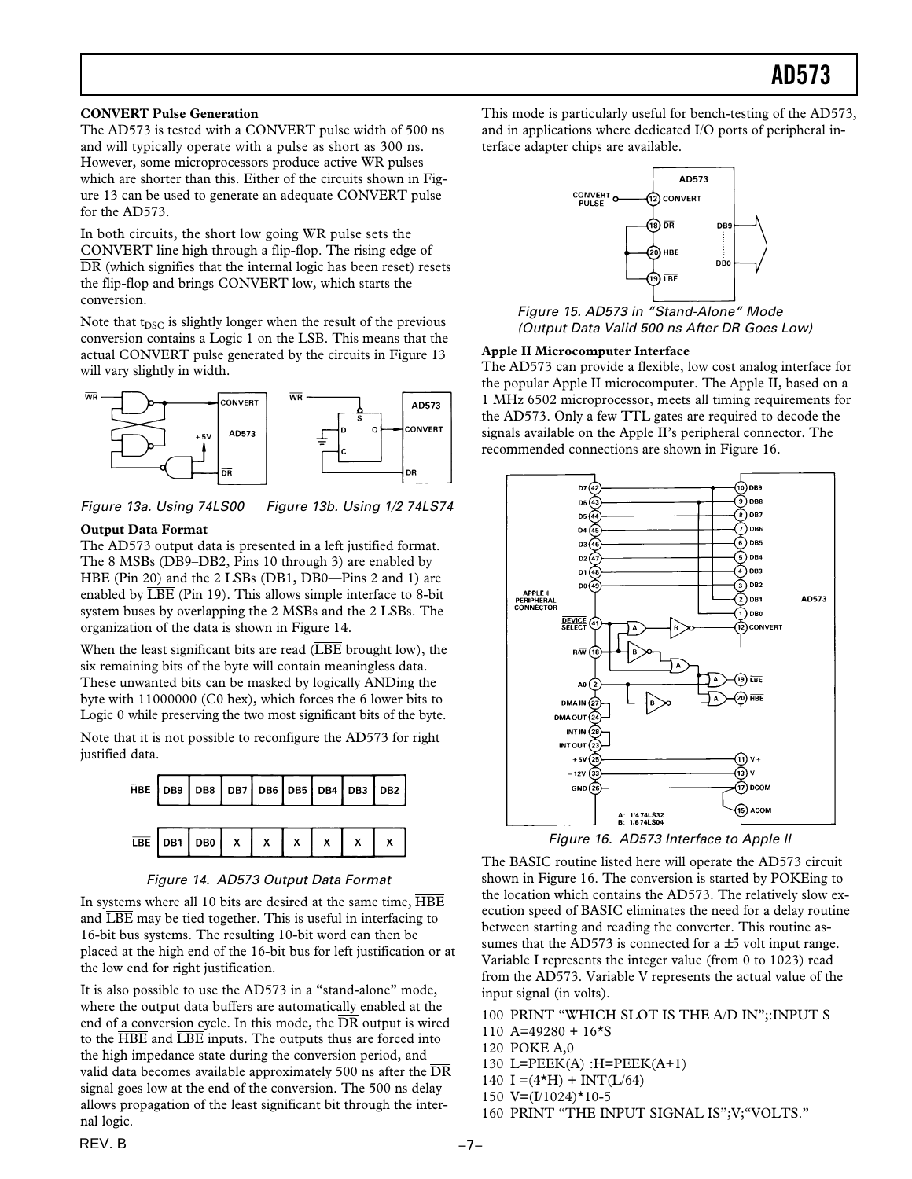### CONVERT Pulse Generation

The AD573 is tested with a CONVERT pulse width of 500 ns and will typically operate with a pulse as short as 300 ns. However, some microprocessors produce active WR pulses which are shorter than this. Either of the circuits shown in Figure 13 can be used to generate an adequate CONVERT pulse for the AD573.

In both circuits, the short low going WR pulse sets the CONVERT line high through a flip-flop. The rising edge of $\overline{DR}$ (which signifies that the internal logic has been reset) resets the flip-flop and brings CONVERT low, which starts the conversion.

Note that $t_{DSC}$ is slightly longer when the result of the previous conversion contains a Logic 1 on the LSB. This means that the actual CONVERT pulse generated by the circuits in Figure 13 will vary slightly in width.

*Figure 13a. Using 74LS00*   *Figure 13b. Using 1/2 74LS74*

### Output Data Format

The AD573 output data is presented in a left justified format. The 8 MSBs (DB9–DB2, Pins 10 through 3) are enabled by $\overline{HBE}$ (Pin 20) and the 2 LSBs (DB1, DB0—Pins 2 and 1) are enabled by $\overline{LBE}$ (Pin 19). This allows simple interface to 8-bit system buses by overlapping the 2 MSBs and the 2 LSBs. The organization of the data is shown in Figure 14.

When the least significant bits are read ($\overline{LBE}$ brought low), the six remaining bits of the byte will contain meaningless data. These unwanted bits can be masked by logically ANDing the byte with 11000000 (C0 hex), which forces the 6 lower bits to Logic 0 while preserving the two most significant bits of the byte.

Note that it is not possible to reconfigure the AD573 for right justified data.

| | | | | | | | | |
|---|---|---|---|---|---|---|---|---|
| $\overline{HBE}$ | DB9 | DB8 | DB7 | DB6 | DB5 | DB4 | DB3 | DB2 |
| $\overline{LBE}$ | DB1 | DB0 | X | X | X | X | X | X |

*Figure 14. AD573 Output Data Format*

In systems where all 10 bits are desired at the same time, $\overline{HBE}$ and $\overline{LBE}$ may be tied together. This is useful in interfacing to 16-bit bus systems. The resulting 10-bit word can then be placed at the high end of the 16-bit bus for left justification or at the low end for right justification.

It is also possible to use the AD573 in a "stand-alone" mode, where the output data buffers are automatically enabled at the end of a conversion cycle. In this mode, the $\overline{DR}$ output is wired to the $\overline{HBE}$ and $\overline{LBE}$ inputs. The outputs thus are forced into the high impedance state during the conversion period, and valid data becomes available approximately 500 ns after the $\overline{DR}$ signal goes low at the end of the conversion. The 500 ns delay allows propagation of the least significant bit through the internal logic.

This mode is particularly useful for bench-testing of the AD573, and in applications where dedicated I/O ports of peripheral interface adapter chips are available.

*Figure 15. AD573 in "Stand-Alone" Mode (Output Data Valid 500 ns After $\overline{DR}$ Goes Low)*

### Apple II Microcomputer Interface

The AD573 can provide a flexible, low cost analog interface for the popular Apple II microcomputer. The Apple II, based on a 1 MHz 6502 microprocessor, meets all timing requirements for the AD573. Only a few TTL gates are required to decode the signals available on the Apple II's peripheral connector. The recommended connections are shown in Figure 16.

*Figure 16. AD573 Interface to Apple II*

The BASIC routine listed here will operate the AD573 circuit shown in Figure 16. The conversion is started by POKEing to the location which contains the AD573. The relatively slow execution speed of BASIC eliminates the need for a delay routine between starting and reading the converter. This routine assumes that the AD573 is connected for a ±5 volt input range. Variable I represents the integer value (from 0 to 1023) read from the AD573. Variable V represents the actual value of the input signal (in volts).

```
100 PRINT "WHICH SLOT IS THE A/D IN";:INPUT S
110 A=49280 + 16*S
120 POKE A,0
130 L=PEEK(A) :H=PEEK(A+1)
140 I =(4*H) + INT(L/64)
150 V=(I/1024)*10-5
160 PRINT "THE INPUT SIGNAL IS";V;"VOLTS."
```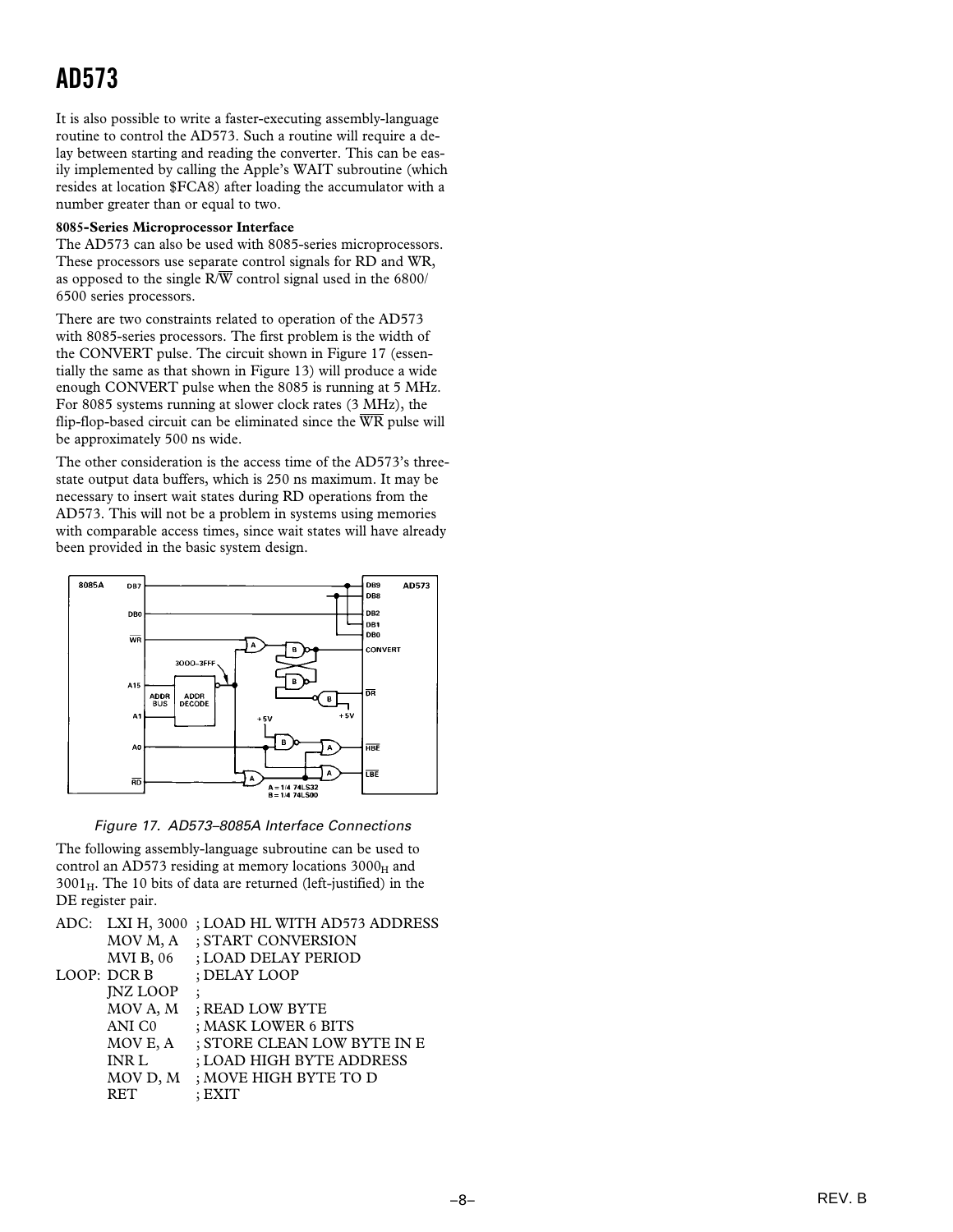It is also possible to write a faster-executing assembly-language routine to control the AD573. Such a routine will require a delay between starting and reading the converter. This can be easily implemented by calling the Apple's WAIT subroutine (which resides at location \$FCA8) after loading the accumulator with a number greater than or equal to two.

**8085-Series Microprocessor Interface**

The AD573 can also be used with 8085-series microprocessors. These processors use separate control signals for RD and WR, as opposed to the single R/$\overline{W}$ control signal used in the 6800/6500 series processors.

There are two constraints related to operation of the AD573 with 8085-series processors. The first problem is the width of the CONVERT pulse. The circuit shown in Figure 17 (essentially the same as that shown in Figure 13) will produce a wide enough CONVERT pulse when the 8085 is running at 5 MHz. For 8085 systems running at slower clock rates (3 MHz), the flip-flop-based circuit can be eliminated since the $\overline{WR}$ pulse will be approximately 500 ns wide.

The other consideration is the access time of the AD573's three-state output data buffers, which is 250 ns maximum. It may be necessary to insert wait states during RD operations from the AD573. This will not be a problem in systems using memories with comparable access times, since wait states will have already been provided in the basic system design.

*Figure 17. AD573–8085A Interface Connections*

The following assembly-language subroutine can be used to control an AD573 residing at memory locations $3000_H$ and $3001_H$. The 10 bits of data are returned (left-justified) in the DE register pair.

```
ADC:  LXI H, 3000  ; LOAD HL WITH AD573 ADDRESS
      MOV M, A     ; START CONVERSION
      MVI B, 06    ; LOAD DELAY PERIOD
LOOP: DCR B        ; DELAY LOOP
      JNZ LOOP     ;
      MOV A, M     ; READ LOW BYTE
      ANI C0       ; MASK LOWER 6 BITS
      MOV E, A     ; STORE CLEAN LOW BYTE IN E
      INR L        ; LOAD HIGH BYTE ADDRESS
      MOV D, M     ; MOVE HIGH BYTE TO D
      RET          ; EXIT
```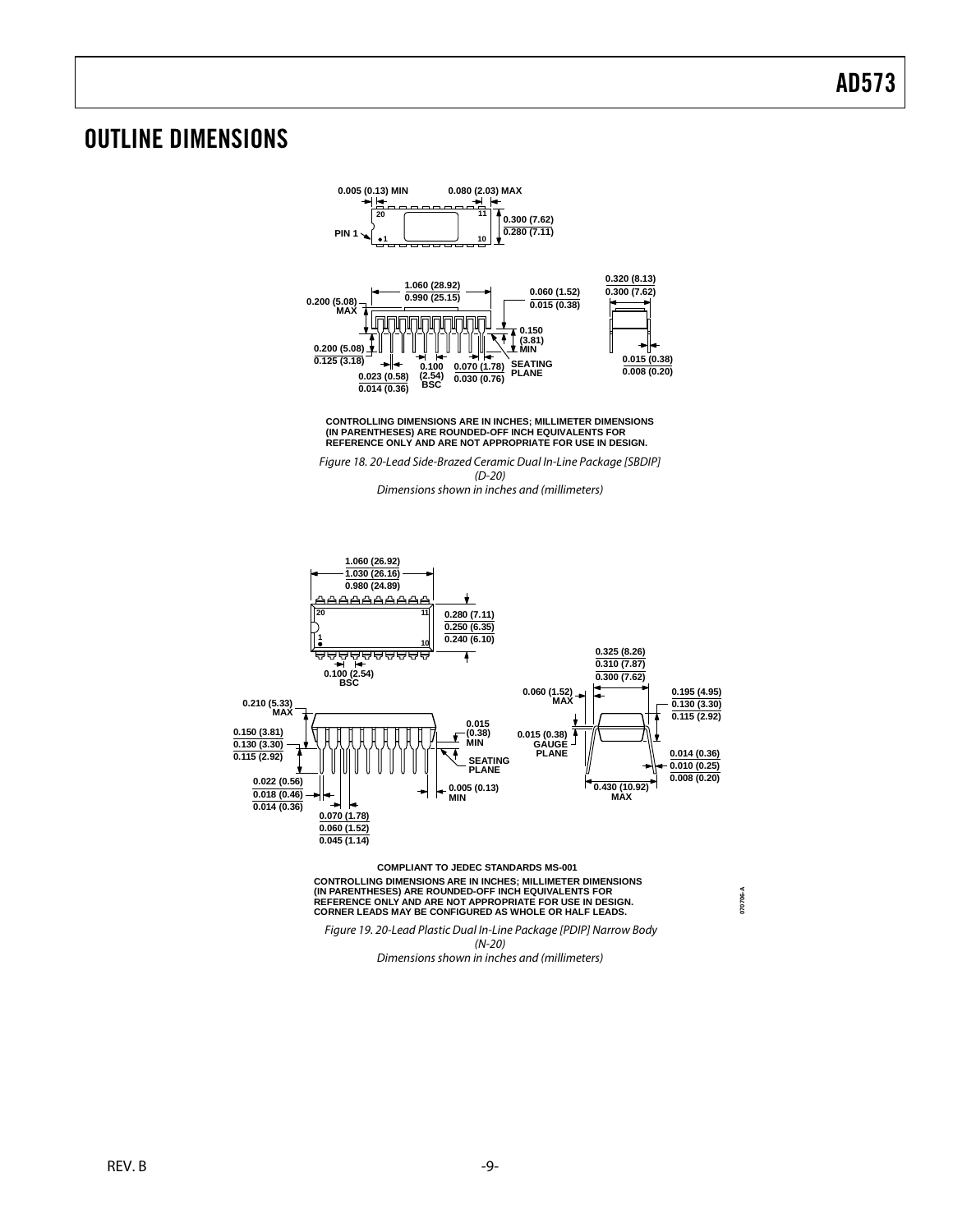# OUTLINE DIMENSIONS

0.005 (0.13) MIN
0.080 (2.03) MAX
0.300 (7.62)
0.280 (7.11)
PIN 1
1.060 (28.92)
0.990 (25.15)
0.200 (5.08) MAX
0.060 (1.52)
0.015 (0.38)
0.320 (8.13)
0.300 (7.62)
0.150 (3.81) MIN
0.200 (5.08)
0.125 (3.18)
0.023 (0.58)
0.014 (0.36)
0.100 (2.54) BSC
0.070 (1.78)
0.030 (0.76)
SEATING PLANE
0.015 (0.38)
0.008 (0.20)

CONTROLLING DIMENSIONS ARE IN INCHES; MILLIMETER DIMENSIONS (IN PARENTHESES) ARE ROUNDED-OFF INCH EQUIVALENTS FOR REFERENCE ONLY AND ARE NOT APPROPRIATE FOR USE IN DESIGN.

*Figure 18. 20-Lead Side-Brazed Ceramic Dual In-Line Package [SBDIP] (D-20)*
*Dimensions shown in inches and (millimeters)*

1.060 (26.92)
1.030 (26.16)
0.980 (24.89)
0.280 (7.11)
0.250 (6.35)
0.240 (6.10)
0.100 (2.54) BSC
0.325 (8.26)
0.310 (7.87)
0.300 (7.62)
0.210 (5.33) MAX
0.150 (3.81)
0.130 (3.30)
0.115 (2.92)
0.015 (0.38) MIN
SEATING PLANE
0.060 (1.52) MAX
0.015 (0.38) GAUGE PLANE
0.195 (4.95)
0.130 (3.30)
0.115 (2.92)
0.014 (0.36)
0.010 (0.25)
0.008 (0.20)
0.022 (0.56)
0.018 (0.46)
0.014 (0.36)
0.005 (0.13) MIN
0.430 (10.92) MAX
0.070 (1.78)
0.060 (1.52)
0.045 (1.14)

COMPLIANT TO JEDEC STANDARDS MS-001

CONTROLLING DIMENSIONS ARE IN INCHES; MILLIMETER DIMENSIONS (IN PARENTHESES) ARE ROUNDED-OFF INCH EQUIVALENTS FOR REFERENCE ONLY AND ARE NOT APPROPRIATE FOR USE IN DESIGN. CORNER LEADS MAY BE CONFIGURED AS WHOLE OR HALF LEADS.

*Figure 19. 20-Lead Plastic Dual In-Line Package [PDIP] Narrow Body (N-20)*
*Dimensions shown in inches and (millimeters)*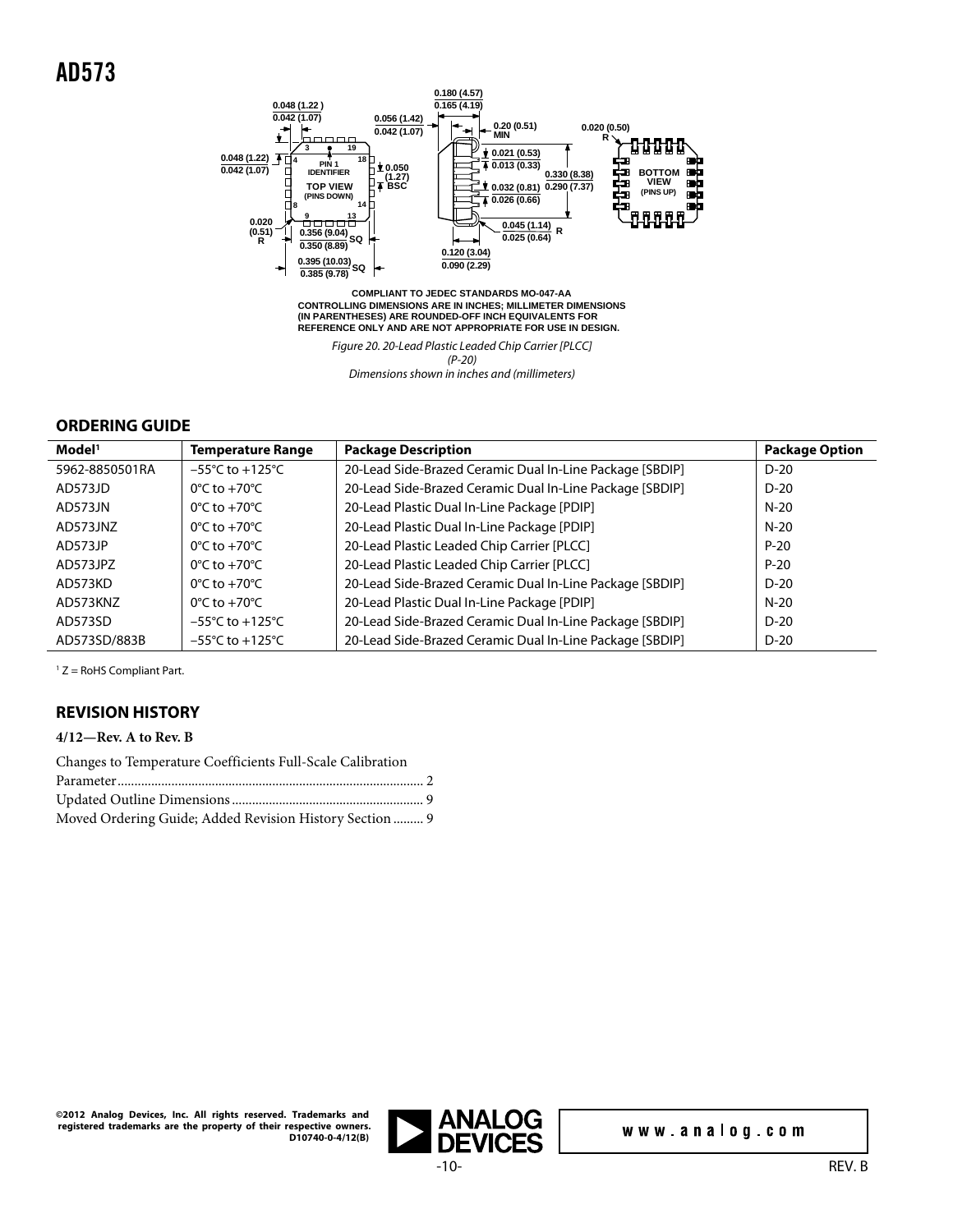0.048 (1.22)
0.042 (1.07)

0.056 (1.42)
0.042 (1.07)

0.180 (4.57)
0.165 (4.19)

0.20 (0.51)
MIN

0.020 (0.50)
R

0.048 (1.22)
0.042 (1.07)

3
19
4
18
PIN 1
IDENTIFIER
TOP VIEW
(PINS DOWN)
8
14
9
13

0.050
(1.27)
BSC

0.021 (0.53)
0.013 (0.33)

0.330 (8.38)
0.290 (7.37)

0.032 (0.81)
0.026 (0.66)

BOTTOM
VIEW
(PINS UP)

0.020
(0.51)
R

0.356 (9.04)
0.350 (8.89)
SQ

0.395 (10.03)
0.385 (9.78)
SQ

0.045 (1.14)
0.025 (0.64)
R

0.120 (3.04)
0.090 (2.29)

COMPLIANT TO JEDEC STANDARDS MO-047-AA
CONTROLLING DIMENSIONS ARE IN INCHES; MILLIMETER DIMENSIONS
(IN PARENTHESES) ARE ROUNDED-OFF INCH EQUIVALENTS FOR
REFERENCE ONLY AND ARE NOT APPROPRIATE FOR USE IN DESIGN.

*Figure 20. 20-Lead Plastic Leaded Chip Carrier [PLCC]*
*(P-20)*
*Dimensions shown in inches and (millimeters)*

## ORDERING GUIDE

| Model[1] | Temperature Range | Package Description | Package Option |
|---|---|---|---|
| 5962-8850501RA | −55°C to +125°C | 20-Lead Side-Brazed Ceramic Dual In-Line Package [SBDIP] | D-20 |
| AD573JD | 0°C to +70°C | 20-Lead Side-Brazed Ceramic Dual In-Line Package [SBDIP] | D-20 |
| AD573JN | 0°C to +70°C | 20-Lead Plastic Dual In-Line Package [PDIP] | N-20 |
| AD573JNZ | 0°C to +70°C | 20-Lead Plastic Dual In-Line Package [PDIP] | N-20 |
| AD573JP | 0°C to +70°C | 20-Lead Plastic Leaded Chip Carrier [PLCC] | P-20 |
| AD573JPZ | 0°C to +70°C | 20-Lead Plastic Leaded Chip Carrier [PLCC] | P-20 |
| AD573KD | 0°C to +70°C | 20-Lead Side-Brazed Ceramic Dual In-Line Package [SBDIP] | D-20 |
| AD573KNZ | 0°C to +70°C | 20-Lead Plastic Dual In-Line Package [PDIP] | N-20 |
| AD573SD | −55°C to +125°C | 20-Lead Side-Brazed Ceramic Dual In-Line Package [SBDIP] | D-20 |
| AD573SD/883B | −55°C to +125°C | 20-Lead Side-Brazed Ceramic Dual In-Line Package [SBDIP] | D-20 |

[1] Z = RoHS Compliant Part.

## REVISION HISTORY

**4/12—Rev. A to Rev. B**

Changes to Temperature Coefficients Full-Scale Calibration Parameter .......... 2
Updated Outline Dimensions .......... 9
Moved Ordering Guide; Added Revision History Section .......... 9

©2012 Analog Devices, Inc. All rights reserved. Trademarks and registered trademarks are the property of their respective owners.
D10740-0-4/12(B)

www.analog.com